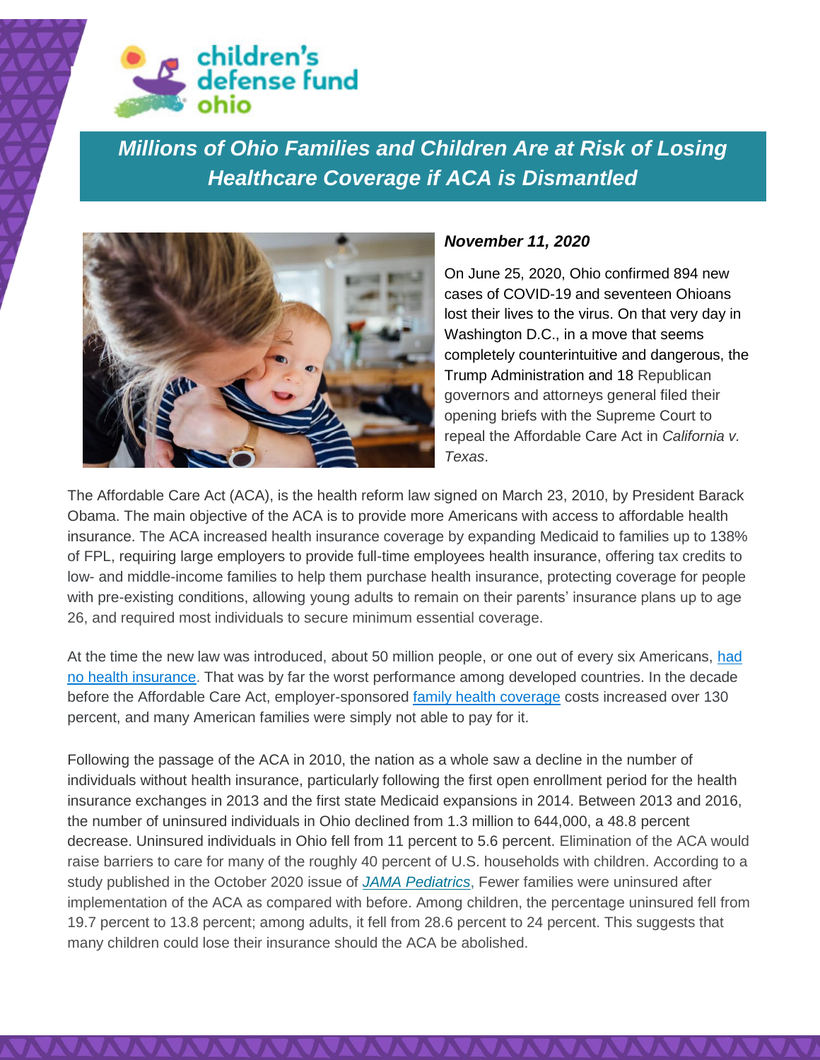children's defense fund ohio

# *Millions of Ohio Families and Children Are at Risk of Losing Healthcare Coverage if ACA is Dismantled*

***November 11, 2020***

On June 25, 2020, Ohio confirmed 894 new cases of COVID-19 and seventeen Ohioans lost their lives to the virus. On that very day in Washington D.C., in a move that seems completely counterintuitive and dangerous, the Trump Administration and 18 Republican governors and attorneys general filed their opening briefs with the Supreme Court to repeal the Affordable Care Act in *California v. Texas*.

The Affordable Care Act (ACA), is the health reform law signed on March 23, 2010, by President Barack Obama. The main objective of the ACA is to provide more Americans with access to affordable health insurance. The ACA increased health insurance coverage by expanding Medicaid to families up to 138% of FPL, requiring large employers to provide full-time employees health insurance, offering tax credits to low- and middle-income families to help them purchase health insurance, protecting coverage for people with pre-existing conditions, allowing young adults to remain on their parents' insurance plans up to age 26, and required most individuals to secure minimum essential coverage.

At the time the new law was introduced, about 50 million people, or one out of every six Americans, [had no health insurance](). That was by far the worst performance among developed countries. In the decade before the Affordable Care Act, employer-sponsored [family health coverage]() costs increased over 130 percent, and many American families were simply not able to pay for it.

Following the passage of the ACA in 2010, the nation as a whole saw a decline in the number of individuals without health insurance, particularly following the first open enrollment period for the health insurance exchanges in 2013 and the first state Medicaid expansions in 2014. Between 2013 and 2016, the number of uninsured individuals in Ohio declined from 1.3 million to 644,000, a 48.8 percent decrease. Uninsured individuals in Ohio fell from 11 percent to 5.6 percent. Elimination of the ACA would raise barriers to care for many of the roughly 40 percent of U.S. households with children. According to a study published in the October 2020 issue of [*JAMA Pediatrics*](), Fewer families were uninsured after implementation of the ACA as compared with before. Among children, the percentage uninsured fell from 19.7 percent to 13.8 percent; among adults, it fell from 28.6 percent to 24 percent. This suggests that many children could lose their insurance should the ACA be abolished.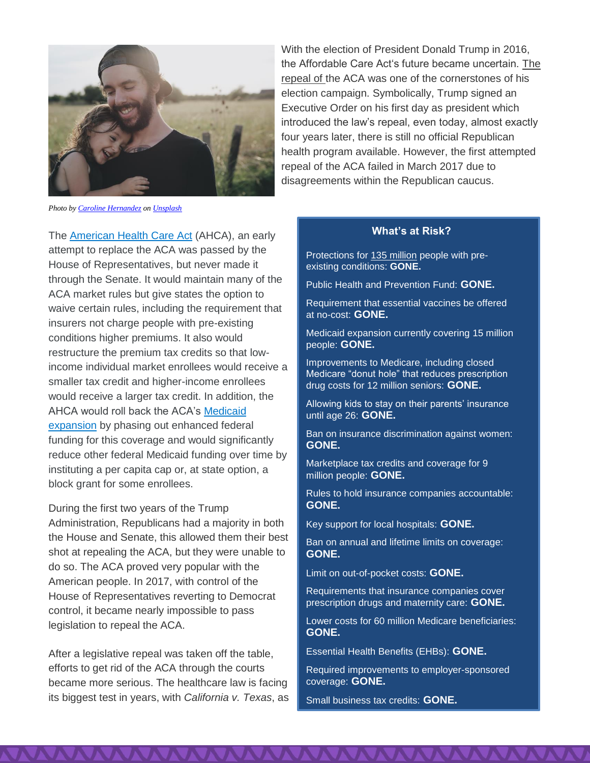With the election of President Donald Trump in 2016, the Affordable Care Act's future became uncertain. The repeal of the ACA was one of the cornerstones of his election campaign. Symbolically, Trump signed an Executive Order on his first day as president which introduced the law's repeal, even today, almost exactly four years later, there is still no official Republican health program available. However, the first attempted repeal of the ACA failed in March 2017 due to disagreements within the Republican caucus.

*Photo by Caroline Hernandez on Unsplash*

The American Health Care Act (AHCA), an early attempt to replace the ACA was passed by the House of Representatives, but never made it through the Senate. It would maintain many of the ACA market rules but give states the option to waive certain rules, including the requirement that insurers not charge people with pre-existing conditions higher premiums. It also would restructure the premium tax credits so that low-income individual market enrollees would receive a smaller tax credit and higher-income enrollees would receive a larger tax credit. In addition, the AHCA would roll back the ACA's Medicaid expansion by phasing out enhanced federal funding for this coverage and would significantly reduce other federal Medicaid funding over time by instituting a per capita cap or, at state option, a block grant for some enrollees.

During the first two years of the Trump Administration, Republicans had a majority in both the House and Senate, this allowed them their best shot at repealing the ACA, but they were unable to do so. The ACA proved very popular with the American people. In 2017, with control of the House of Representatives reverting to Democrat control, it became nearly impossible to pass legislation to repeal the ACA.

After a legislative repeal was taken off the table, efforts to get rid of the ACA through the courts became more serious. The healthcare law is facing its biggest test in years, with *California v. Texas*, as

### What's at Risk?

Protections for 135 million people with pre-existing conditions: **GONE.**

Public Health and Prevention Fund: **GONE.**

Requirement that essential vaccines be offered at no-cost: **GONE.**

Medicaid expansion currently covering 15 million people: **GONE.**

Improvements to Medicare, including closed Medicare "donut hole" that reduces prescription drug costs for 12 million seniors: **GONE.**

Allowing kids to stay on their parents' insurance until age 26: **GONE.**

Ban on insurance discrimination against women: **GONE.**

Marketplace tax credits and coverage for 9 million people: **GONE.**

Rules to hold insurance companies accountable: **GONE.**

Key support for local hospitals: **GONE.**

Ban on annual and lifetime limits on coverage: **GONE.**

Limit on out-of-pocket costs: **GONE.**

Requirements that insurance companies cover prescription drugs and maternity care: **GONE.**

Lower costs for 60 million Medicare beneficiaries: **GONE.**

Essential Health Benefits (EHBs): **GONE.**

Required improvements to employer-sponsored coverage: **GONE.**

Small business tax credits: **GONE.**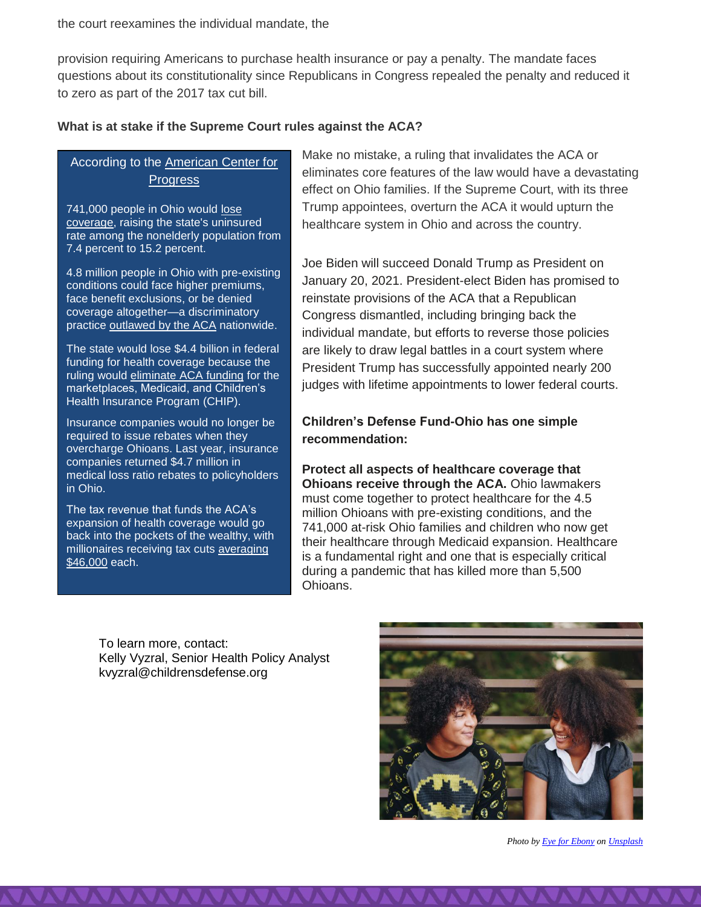the court reexamines the individual mandate, the

provision requiring Americans to purchase health insurance or pay a penalty. The mandate faces questions about its constitutionality since Republicans in Congress repealed the penalty and reduced it to zero as part of the 2017 tax cut bill.

**What is at stake if the Supreme Court rules against the ACA?**

According to the American Center for Progress

741,000 people in Ohio would lose coverage, raising the state's uninsured rate among the nonelderly population from 7.4 percent to 15.2 percent.

4.8 million people in Ohio with pre-existing conditions could face higher premiums, face benefit exclusions, or be denied coverage altogether—a discriminatory practice outlawed by the ACA nationwide.

The state would lose $4.4 billion in federal funding for health coverage because the ruling would eliminate ACA funding for the marketplaces, Medicaid, and Children's Health Insurance Program (CHIP).

Insurance companies would no longer be required to issue rebates when they overcharge Ohioans. Last year, insurance companies returned $4.7 million in medical loss ratio rebates to policyholders in Ohio.

The tax revenue that funds the ACA's expansion of health coverage would go back into the pockets of the wealthy, with millionaires receiving tax cuts averaging $46,000 each.

Make no mistake, a ruling that invalidates the ACA or eliminates core features of the law would have a devastating effect on Ohio families. If the Supreme Court, with its three Trump appointees, overturn the ACA it would upturn the healthcare system in Ohio and across the country.

Joe Biden will succeed Donald Trump as President on January 20, 2021. President-elect Biden has promised to reinstate provisions of the ACA that a Republican Congress dismantled, including bringing back the individual mandate, but efforts to reverse those policies are likely to draw legal battles in a court system where President Trump has successfully appointed nearly 200 judges with lifetime appointments to lower federal courts.

**Children's Defense Fund-Ohio has one simple recommendation:**

**Protect all aspects of healthcare coverage that Ohioans receive through the ACA.** Ohio lawmakers must come together to protect healthcare for the 4.5 million Ohioans with pre-existing conditions, and the 741,000 at-risk Ohio families and children who now get their healthcare through Medicaid expansion. Healthcare is a fundamental right and one that is especially critical during a pandemic that has killed more than 5,500 Ohioans.

To learn more, contact:
Kelly Vyzral, Senior Health Policy Analyst
kvyzral@childrensdefense.org

*Photo by Eye for Ebony on Unsplash*